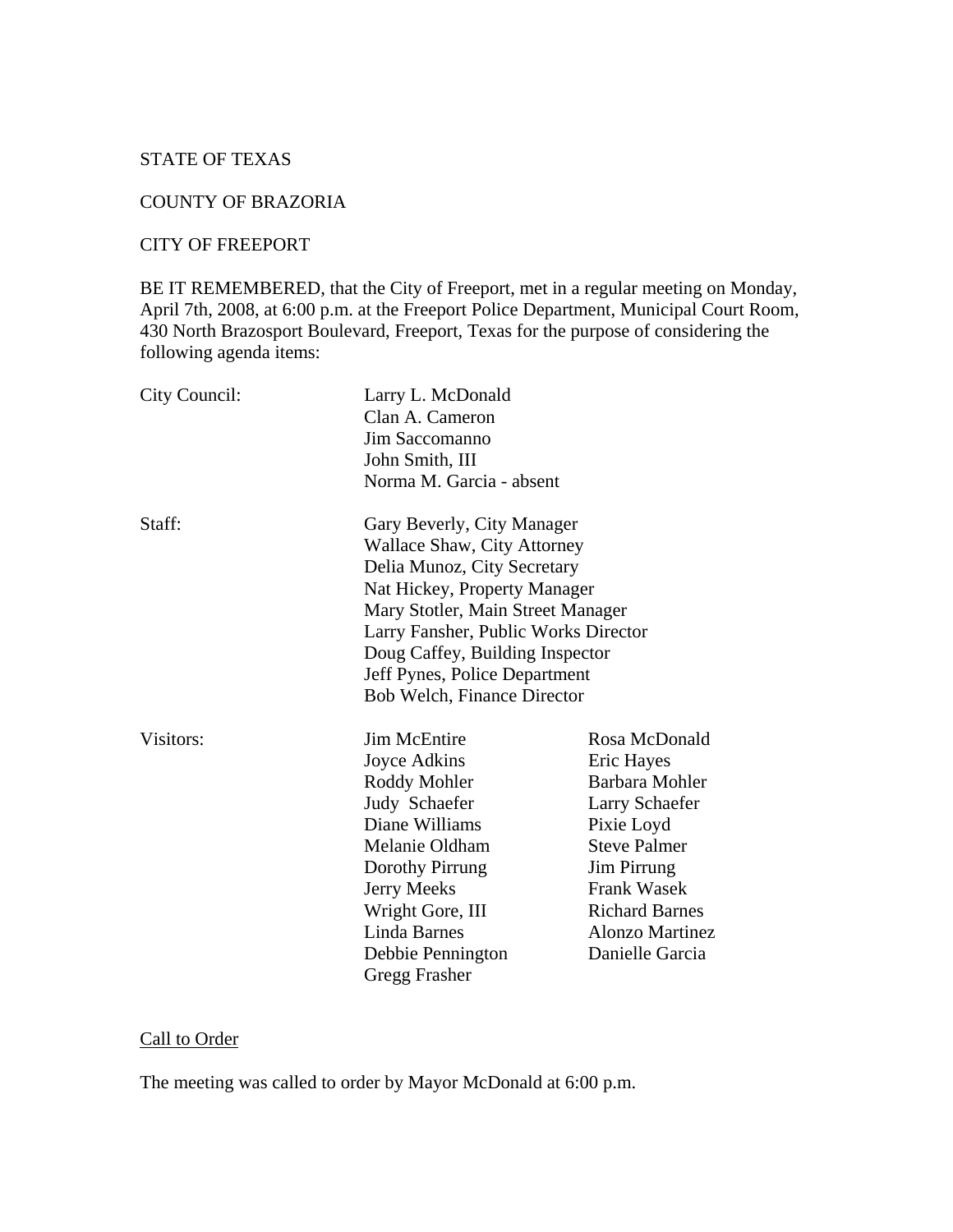STATE OF TEXAS

COUNTY OF BRAZORIA

CITY OF FREEPORT

BE IT REMEMBERED, that the City of Freeport, met in a regular meeting on Monday, April 7th, 2008, at 6:00 p.m. at the Freeport Police Department, Municipal Court Room, 430 North Brazosport Boulevard, Freeport, Texas for the purpose of considering the following agenda items:

| City Council: | Larry L. McDonald | |
|---|---|---|
| | Clan A. Cameron | |
| | Jim Saccomanno | |
| | John Smith, III | |
| | Norma M. Garcia - absent | |
| Staff: | Gary Beverly, City Manager | |
| | Wallace Shaw, City Attorney | |
| | Delia Munoz, City Secretary | |
| | Nat Hickey, Property Manager | |
| | Mary Stotler, Main Street Manager | |
| | Larry Fansher, Public Works Director | |
| | Doug Caffey, Building Inspector | |
| | Jeff Pynes, Police Department | |
| | Bob Welch, Finance Director | |
| Visitors: | Jim McEntire | Rosa McDonald |
| | Joyce Adkins | Eric Hayes |
| | Roddy Mohler | Barbara Mohler |
| | Judy Schaefer | Larry Schaefer |
| | Diane Williams | Pixie Loyd |
| | Melanie Oldham | Steve Palmer |
| | Dorothy Pirrung | Jim Pirrung |
| | Jerry Meeks | Frank Wasek |
| | Wright Gore, III | Richard Barnes |
| | Linda Barnes | Alonzo Martinez |
| | Debbie Pennington | Danielle Garcia |
| | Gregg Frasher | |

<u>Call to Order</u>

The meeting was called to order by Mayor McDonald at 6:00 p.m.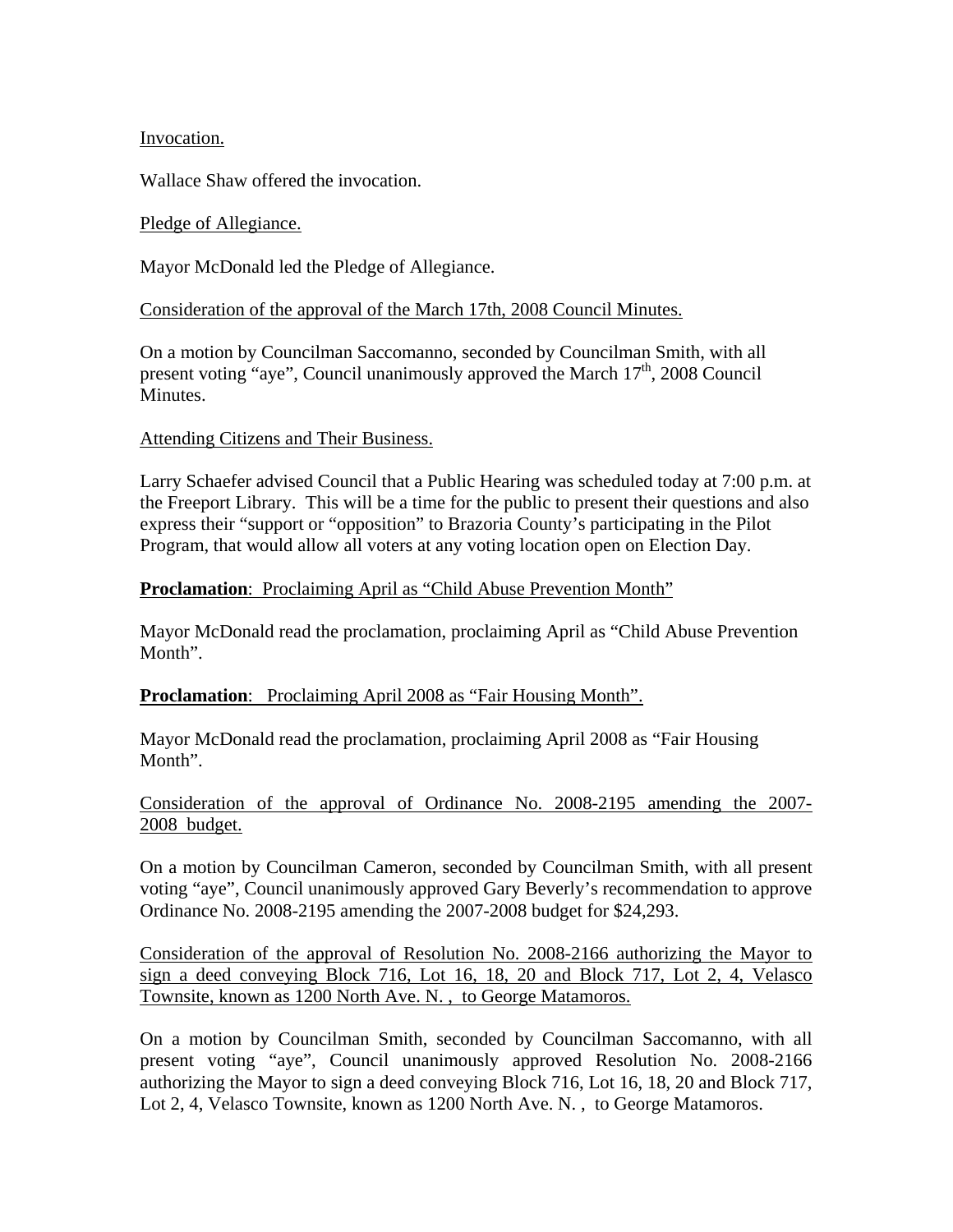Invocation.

Wallace Shaw offered the invocation.

Pledge of Allegiance.

Mayor McDonald led the Pledge of Allegiance.

Consideration of the approval of the March 17th, 2008 Council Minutes.

On a motion by Councilman Saccomanno, seconded by Councilman Smith, with all present voting "aye", Council unanimously approved the March 17th, 2008 Council Minutes.

Attending Citizens and Their Business.

Larry Schaefer advised Council that a Public Hearing was scheduled today at 7:00 p.m. at the Freeport Library. This will be a time for the public to present their questions and also express their "support or "opposition" to Brazoria County's participating in the Pilot Program, that would allow all voters at any voting location open on Election Day.

**Proclamation**: Proclaiming April as "Child Abuse Prevention Month"

Mayor McDonald read the proclamation, proclaiming April as "Child Abuse Prevention Month".

**Proclamation**: Proclaiming April 2008 as "Fair Housing Month".

Mayor McDonald read the proclamation, proclaiming April 2008 as "Fair Housing Month".

Consideration of the approval of Ordinance No. 2008-2195 amending the 2007-2008 budget.

On a motion by Councilman Cameron, seconded by Councilman Smith, with all present voting "aye", Council unanimously approved Gary Beverly's recommendation to approve Ordinance No. 2008-2195 amending the 2007-2008 budget for $24,293.

Consideration of the approval of Resolution No. 2008-2166 authorizing the Mayor to sign a deed conveying Block 716, Lot 16, 18, 20 and Block 717, Lot 2, 4, Velasco Townsite, known as 1200 North Ave. N. , to George Matamoros.

On a motion by Councilman Smith, seconded by Councilman Saccomanno, with all present voting "aye", Council unanimously approved Resolution No. 2008-2166 authorizing the Mayor to sign a deed conveying Block 716, Lot 16, 18, 20 and Block 717, Lot 2, 4, Velasco Townsite, known as 1200 North Ave. N. , to George Matamoros.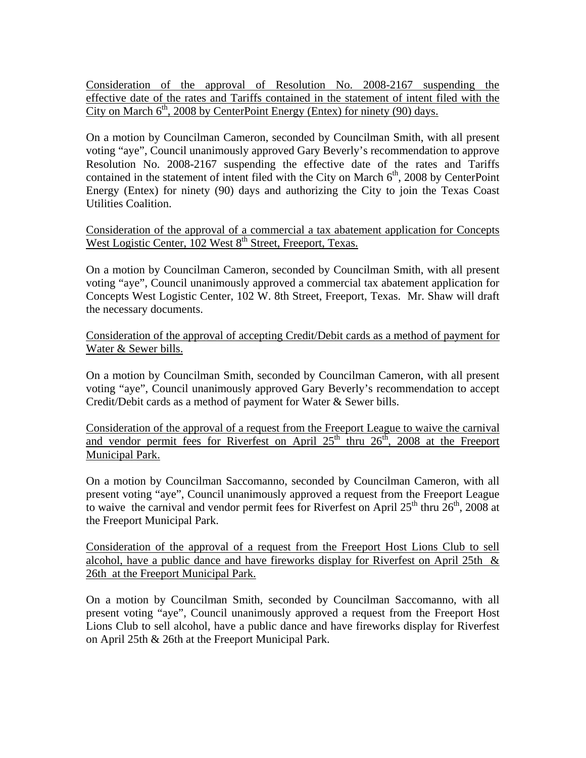Consideration of the approval of Resolution No. 2008-2167 suspending the effective date of the rates and Tariffs contained in the statement of intent filed with the City on March 6th, 2008 by CenterPoint Energy (Entex) for ninety (90) days.

On a motion by Councilman Cameron, seconded by Councilman Smith, with all present voting "aye", Council unanimously approved Gary Beverly's recommendation to approve Resolution No. 2008-2167 suspending the effective date of the rates and Tariffs contained in the statement of intent filed with the City on March 6th, 2008 by CenterPoint Energy (Entex) for ninety (90) days and authorizing the City to join the Texas Coast Utilities Coalition.

Consideration of the approval of a commercial a tax abatement application for Concepts West Logistic Center, 102 West 8th Street, Freeport, Texas.

On a motion by Councilman Cameron, seconded by Councilman Smith, with all present voting "aye", Council unanimously approved a commercial tax abatement application for Concepts West Logistic Center, 102 W. 8th Street, Freeport, Texas. Mr. Shaw will draft the necessary documents.

Consideration of the approval of accepting Credit/Debit cards as a method of payment for Water & Sewer bills.

On a motion by Councilman Smith, seconded by Councilman Cameron, with all present voting "aye", Council unanimously approved Gary Beverly's recommendation to accept Credit/Debit cards as a method of payment for Water & Sewer bills.

Consideration of the approval of a request from the Freeport League to waive the carnival and vendor permit fees for Riverfest on April 25th thru 26th, 2008 at the Freeport Municipal Park.

On a motion by Councilman Saccomanno, seconded by Councilman Cameron, with all present voting "aye", Council unanimously approved a request from the Freeport League to waive the carnival and vendor permit fees for Riverfest on April 25th thru 26th, 2008 at the Freeport Municipal Park.

Consideration of the approval of a request from the Freeport Host Lions Club to sell alcohol, have a public dance and have fireworks display for Riverfest on April 25th & 26th at the Freeport Municipal Park.

On a motion by Councilman Smith, seconded by Councilman Saccomanno, with all present voting "aye", Council unanimously approved a request from the Freeport Host Lions Club to sell alcohol, have a public dance and have fireworks display for Riverfest on April 25th & 26th at the Freeport Municipal Park.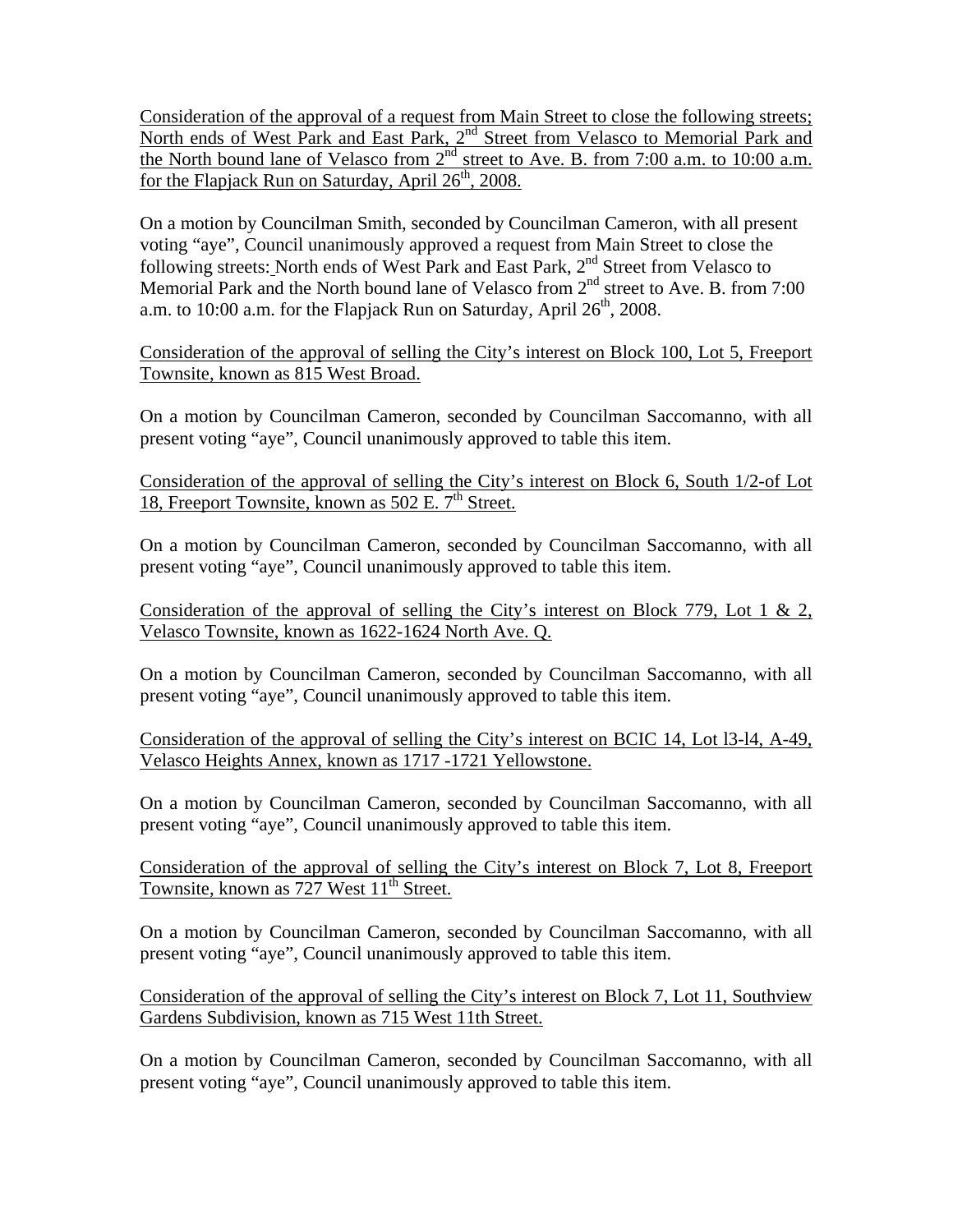Consideration of the approval of a request from Main Street to close the following streets; North ends of West Park and East Park, 2nd Street from Velasco to Memorial Park and the North bound lane of Velasco from 2nd street to Ave. B. from 7:00 a.m. to 10:00 a.m. for the Flapjack Run on Saturday, April 26th, 2008.

On a motion by Councilman Smith, seconded by Councilman Cameron, with all present voting "aye", Council unanimously approved a request from Main Street to close the following streets: North ends of West Park and East Park, 2nd Street from Velasco to Memorial Park and the North bound lane of Velasco from 2nd street to Ave. B. from 7:00 a.m. to 10:00 a.m. for the Flapjack Run on Saturday, April 26th, 2008.

Consideration of the approval of selling the City's interest on Block 100, Lot 5, Freeport Townsite, known as 815 West Broad.

On a motion by Councilman Cameron, seconded by Councilman Saccomanno, with all present voting "aye", Council unanimously approved to table this item.

Consideration of the approval of selling the City's interest on Block 6, South 1/2-of Lot 18, Freeport Townsite, known as 502 E. 7th Street.

On a motion by Councilman Cameron, seconded by Councilman Saccomanno, with all present voting "aye", Council unanimously approved to table this item.

Consideration of the approval of selling the City's interest on Block 779, Lot 1 & 2, Velasco Townsite, known as 1622-1624 North Ave. Q.

On a motion by Councilman Cameron, seconded by Councilman Saccomanno, with all present voting "aye", Council unanimously approved to table this item.

Consideration of the approval of selling the City's interest on BCIC 14, Lot l3-l4, A-49, Velasco Heights Annex, known as 1717 -1721 Yellowstone.

On a motion by Councilman Cameron, seconded by Councilman Saccomanno, with all present voting "aye", Council unanimously approved to table this item.

Consideration of the approval of selling the City's interest on Block 7, Lot 8, Freeport Townsite, known as 727 West 11th Street.

On a motion by Councilman Cameron, seconded by Councilman Saccomanno, with all present voting "aye", Council unanimously approved to table this item.

Consideration of the approval of selling the City's interest on Block 7, Lot 11, Southview Gardens Subdivision, known as 715 West 11th Street.

On a motion by Councilman Cameron, seconded by Councilman Saccomanno, with all present voting "aye", Council unanimously approved to table this item.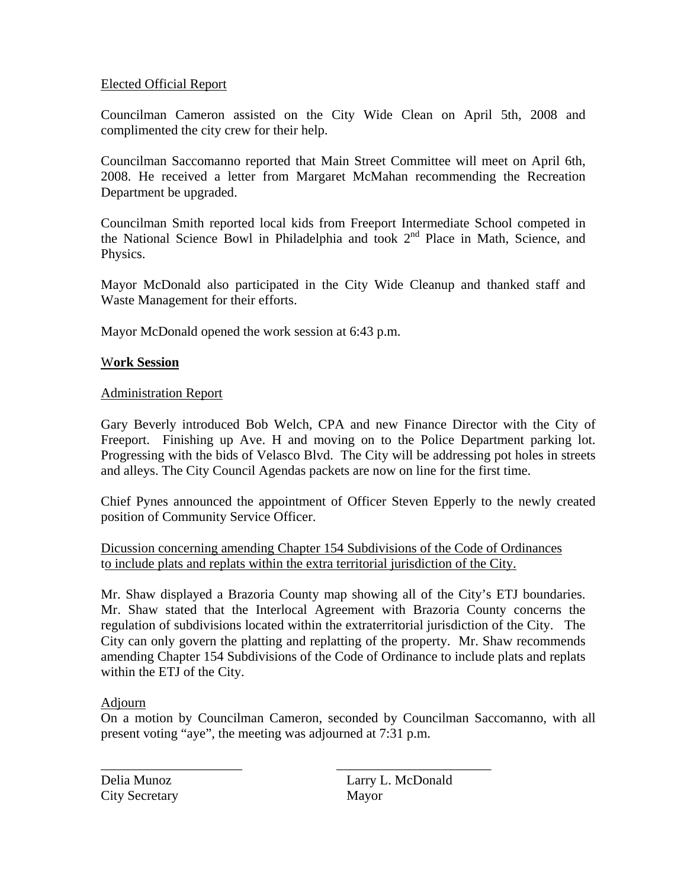Elected Official Report

Councilman Cameron assisted on the City Wide Clean on April 5th, 2008 and complimented the city crew for their help.

Councilman Saccomanno reported that Main Street Committee will meet on April 6th, 2008. He received a letter from Margaret McMahan recommending the Recreation Department be upgraded.

Councilman Smith reported local kids from Freeport Intermediate School competed in the National Science Bowl in Philadelphia and took 2nd Place in Math, Science, and Physics.

Mayor McDonald also participated in the City Wide Cleanup and thanked staff and Waste Management for their efforts.

Mayor McDonald opened the work session at 6:43 p.m.

**Work Session**

Administration Report

Gary Beverly introduced Bob Welch, CPA and new Finance Director with the City of Freeport. Finishing up Ave. H and moving on to the Police Department parking lot. Progressing with the bids of Velasco Blvd. The City will be addressing pot holes in streets and alleys. The City Council Agendas packets are now on line for the first time.

Chief Pynes announced the appointment of Officer Steven Epperly to the newly created position of Community Service Officer.

Dicussion concerning amending Chapter 154 Subdivisions of the Code of Ordinances to include plats and replats within the extra territorial jurisdiction of the City.

Mr. Shaw displayed a Brazoria County map showing all of the City's ETJ boundaries. Mr. Shaw stated that the Interlocal Agreement with Brazoria County concerns the regulation of subdivisions located within the extraterritorial jurisdiction of the City. The City can only govern the platting and replatting of the property. Mr. Shaw recommends amending Chapter 154 Subdivisions of the Code of Ordinance to include plats and replats within the ETJ of the City.

Adjourn

On a motion by Councilman Cameron, seconded by Councilman Saccomanno, with all present voting "aye", the meeting was adjourned at 7:31 p.m.

______________________ ______________________

Delia Munoz
City Secretary

Larry L. McDonald
Mayor